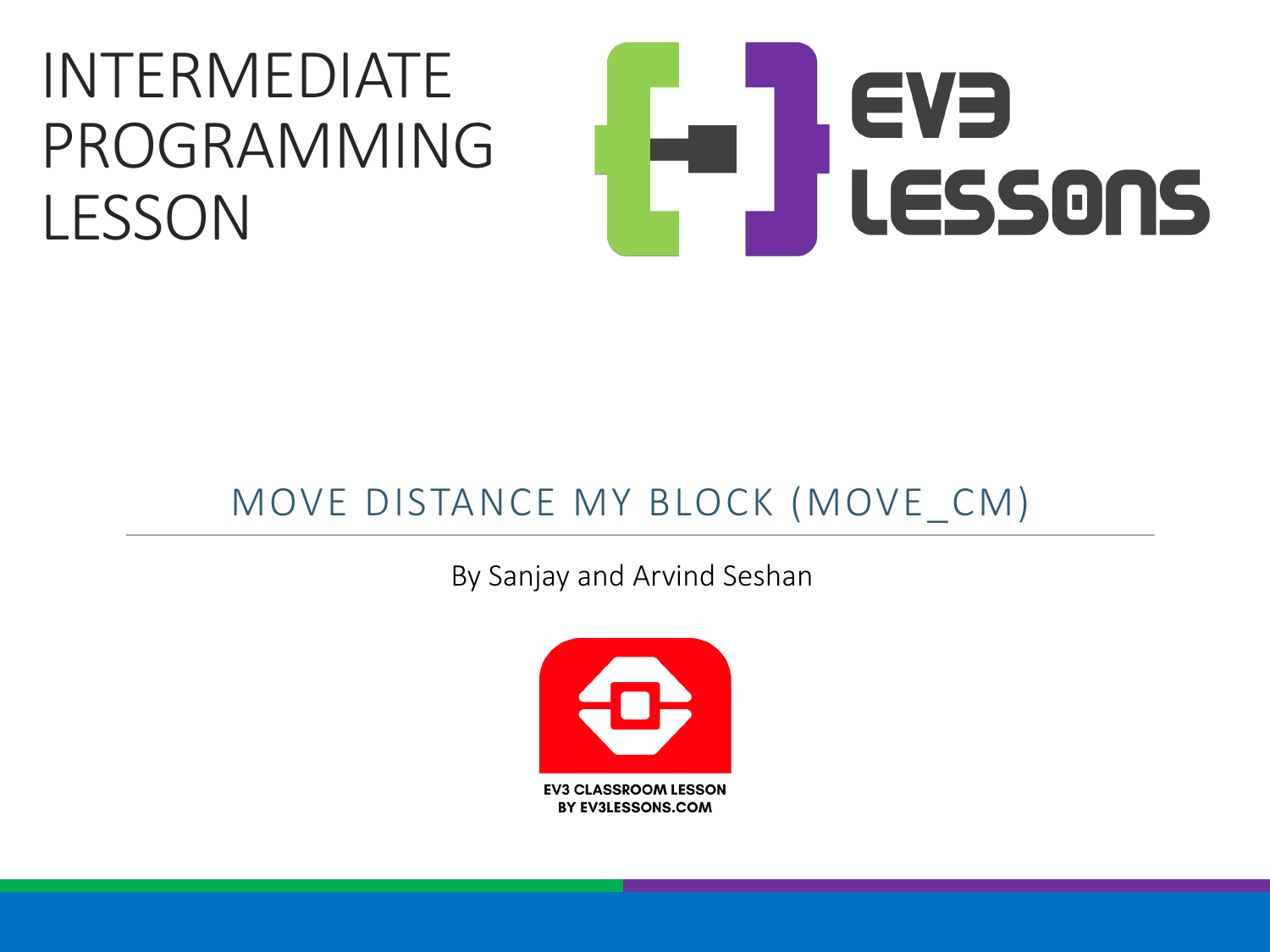# INTERMEDIATE PROGRAMMING LESSON

EV3 LESSONS

## MOVE DISTANCE MY BLOCK (MOVE_CM)

By Sanjay and Arvind Seshan

EV3 CLASSROOM LESSON
BY EV3LESSONS.COM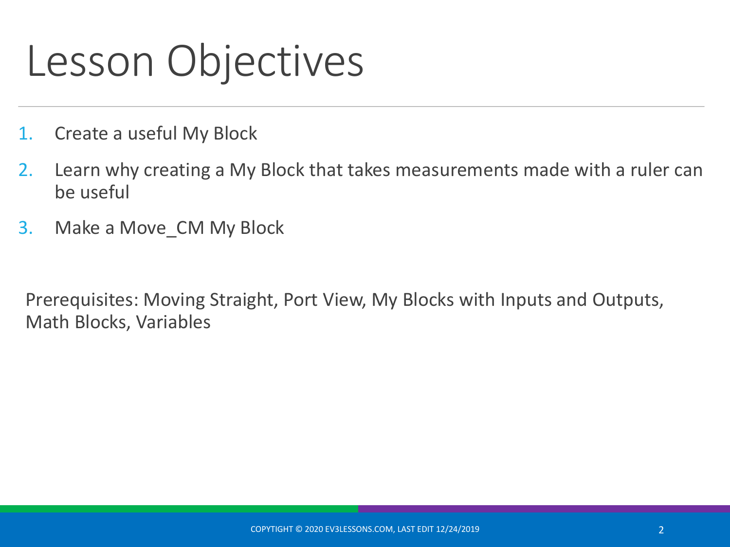# Lesson Objectives

1. Create a useful My Block
2. Learn why creating a My Block that takes measurements made with a ruler can be useful
3. Make a Move_CM My Block

Prerequisites: Moving Straight, Port View, My Blocks with Inputs and Outputs, Math Blocks, Variables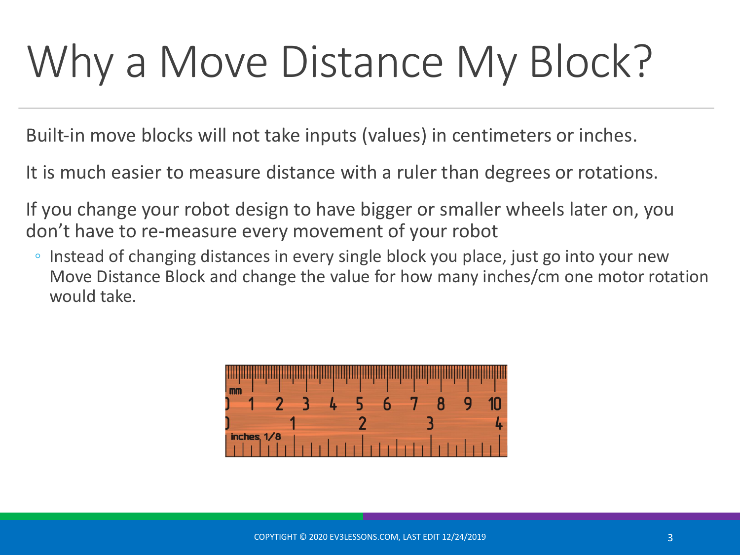# Why a Move Distance My Block?

Built-in move blocks will not take inputs (values) in centimeters or inches.

It is much easier to measure distance with a ruler than degrees or rotations.

If you change your robot design to have bigger or smaller wheels later on, you don't have to re-measure every movement of your robot

- Instead of changing distances in every single block you place, just go into your new Move Distance Block and change the value for how many inches/cm one motor rotation would take.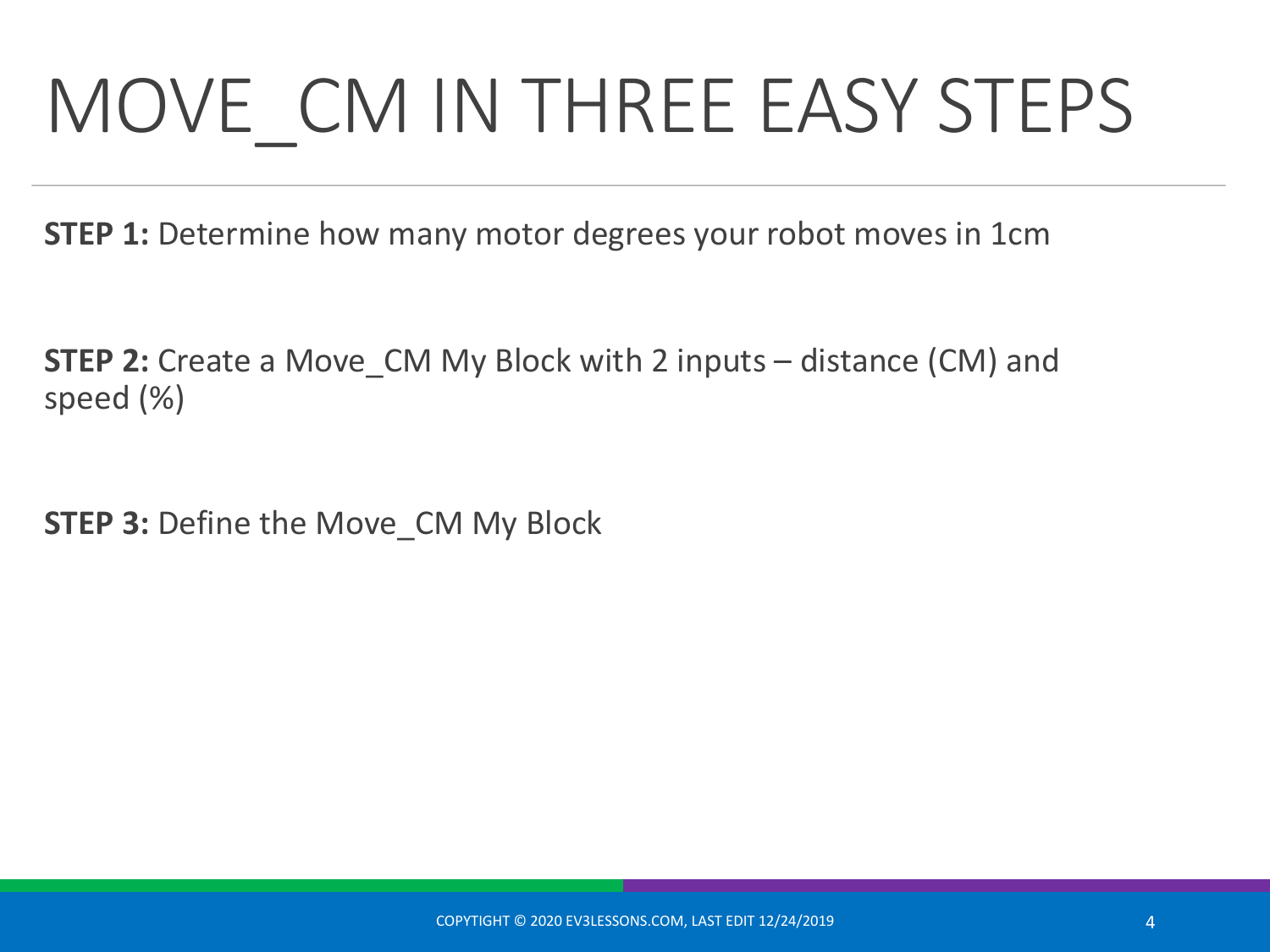# MOVE_CM IN THREE EASY STEPS

**STEP 1:** Determine how many motor degrees your robot moves in 1cm

**STEP 2:** Create a Move_CM My Block with 2 inputs – distance (CM) and speed (%)

**STEP 3:** Define the Move_CM My Block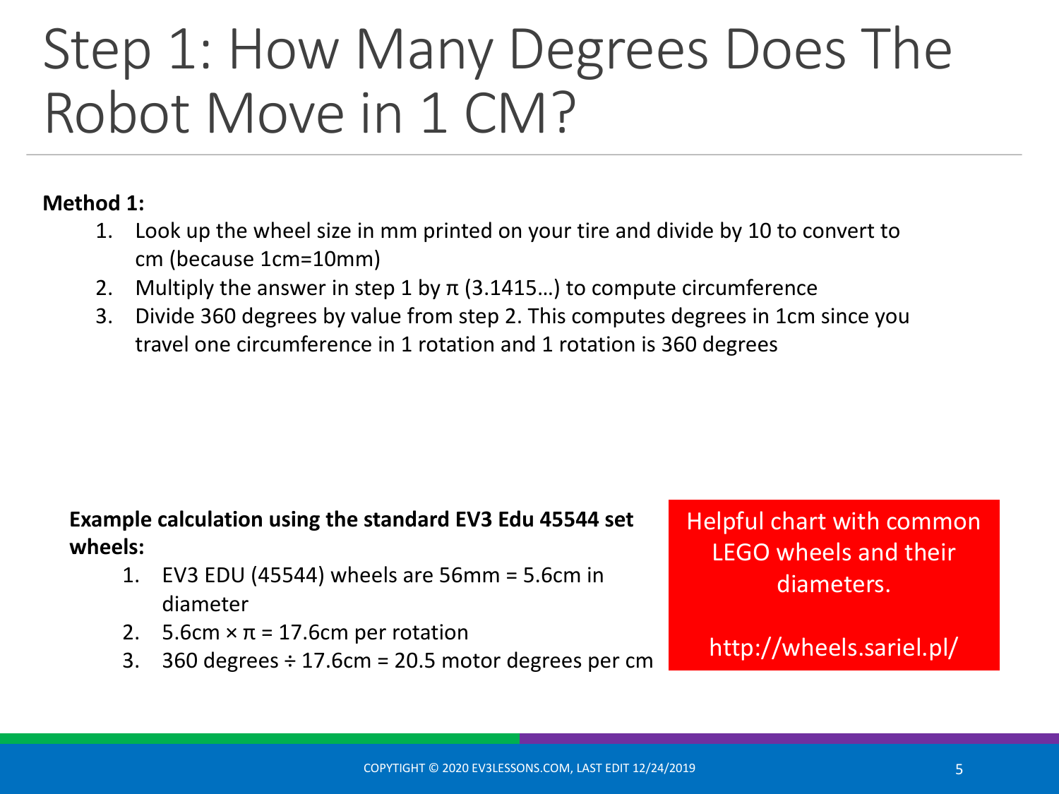# Step 1: How Many Degrees Does The Robot Move in 1 CM?

**Method 1:**

1. Look up the wheel size in mm printed on your tire and divide by 10 to convert to cm (because 1cm=10mm)
2. Multiply the answer in step 1 by π (3.1415…) to compute circumference
3. Divide 360 degrees by value from step 2. This computes degrees in 1cm since you travel one circumference in 1 rotation and 1 rotation is 360 degrees

**Example calculation using the standard EV3 Edu 45544 set wheels:**

1. EV3 EDU (45544) wheels are 56mm = 5.6cm in diameter
2. 5.6cm × π = 17.6cm per rotation
3. 360 degrees ÷ 17.6cm = 20.5 motor degrees per cm

Helpful chart with common LEGO wheels and their diameters.

http://wheels.sariel.pl/

COPYTIGHT © 2020 EV3LESSONS.COM, LAST EDIT 12/24/2019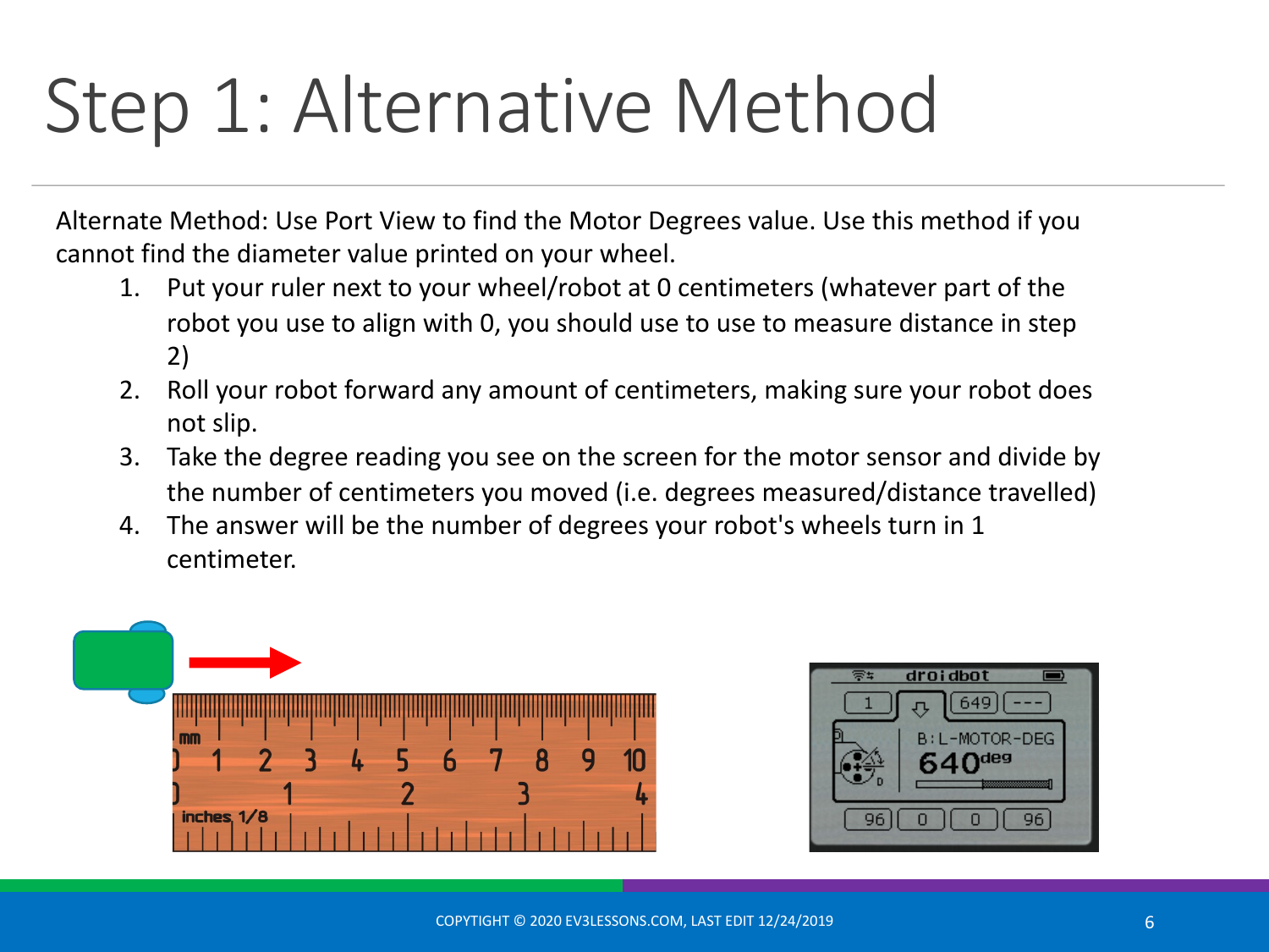# Step 1: Alternative Method

Alternate Method: Use Port View to find the Motor Degrees value. Use this method if you cannot find the diameter value printed on your wheel.

1. Put your ruler next to your wheel/robot at 0 centimeters (whatever part of the robot you use to align with 0, you should use to use to measure distance in step 2)
2. Roll your robot forward any amount of centimeters, making sure your robot does not slip.
3. Take the degree reading you see on the screen for the motor sensor and divide by the number of centimeters you moved (i.e. degrees measured/distance travelled)
4. The answer will be the number of degrees your robot's wheels turn in 1 centimeter.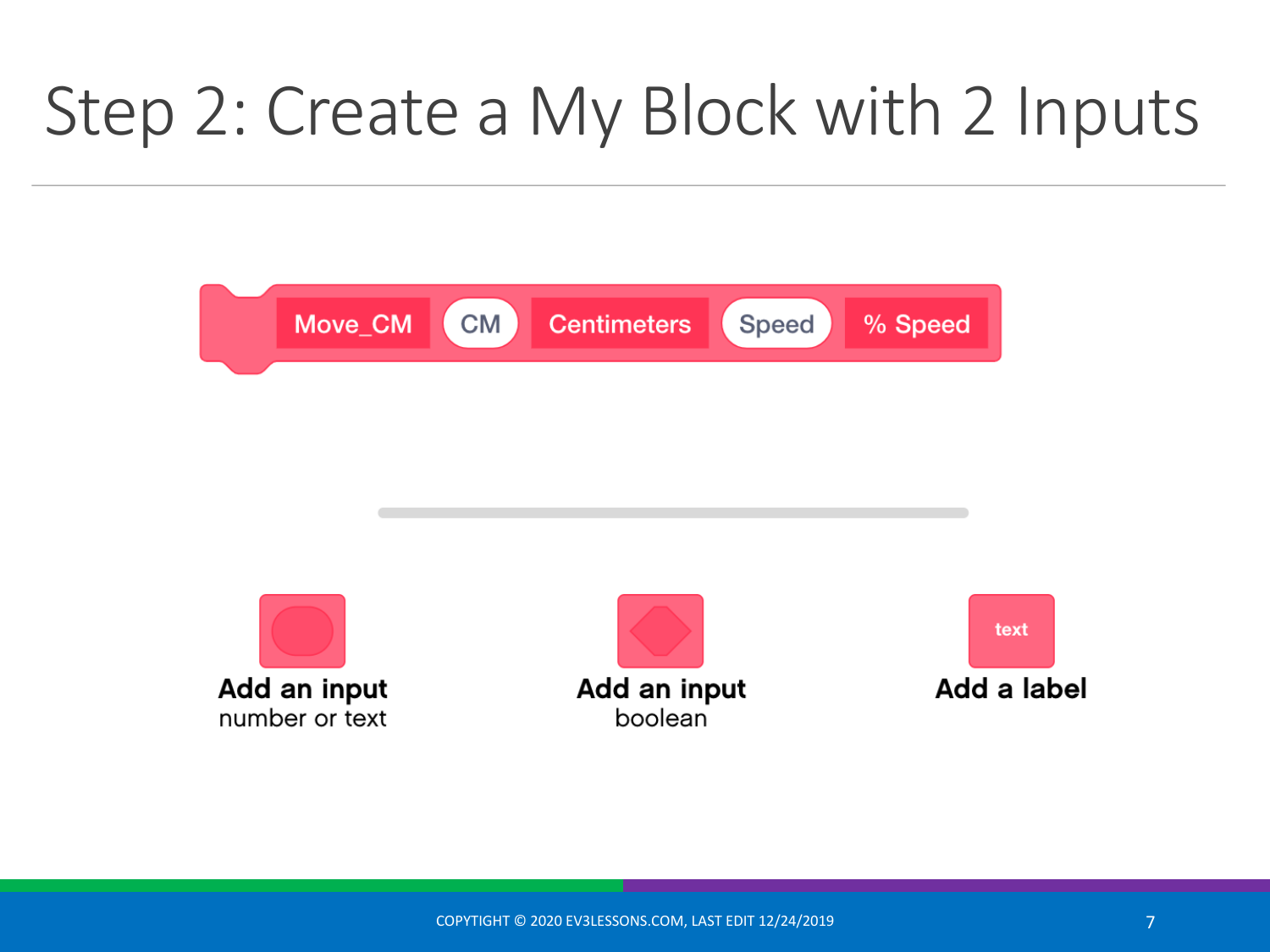# Step 2: Create a My Block with 2 Inputs

Move_CM | CM | Centimeters | Speed | % Speed

**Add an input**
number or text

**Add an input**
boolean

text
**Add a label**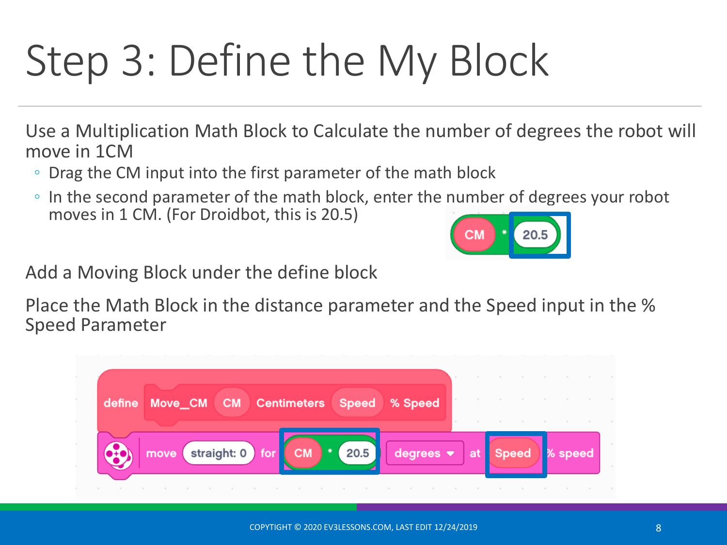# Step 3: Define the My Block

Use a Multiplication Math Block to Calculate the number of degrees the robot will move in 1CM

- Drag the CM input into the first parameter of the math block
- In the second parameter of the math block, enter the number of degrees your robot moves in 1 CM. (For Droidbot, this is 20.5)

Add a Moving Block under the define block

Place the Math Block in the distance parameter and the Speed input in the % Speed Parameter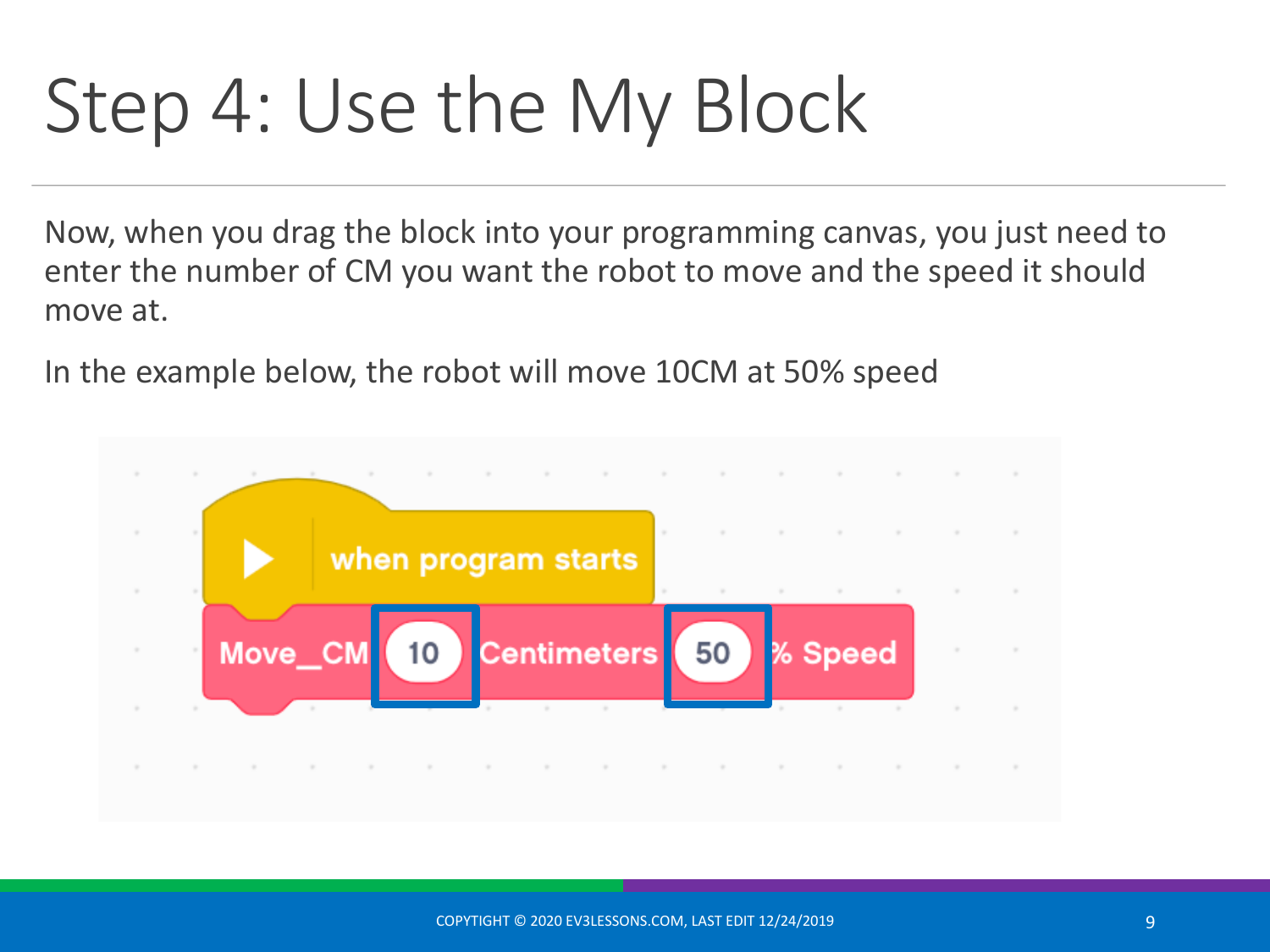# Step 4: Use the My Block

Now, when you drag the block into your programming canvas, you just need to enter the number of CM you want the robot to move and the speed it should move at.

In the example below, the robot will move 10CM at 50% speed

when program starts

Move_CM 10 Centimeters 50 % Speed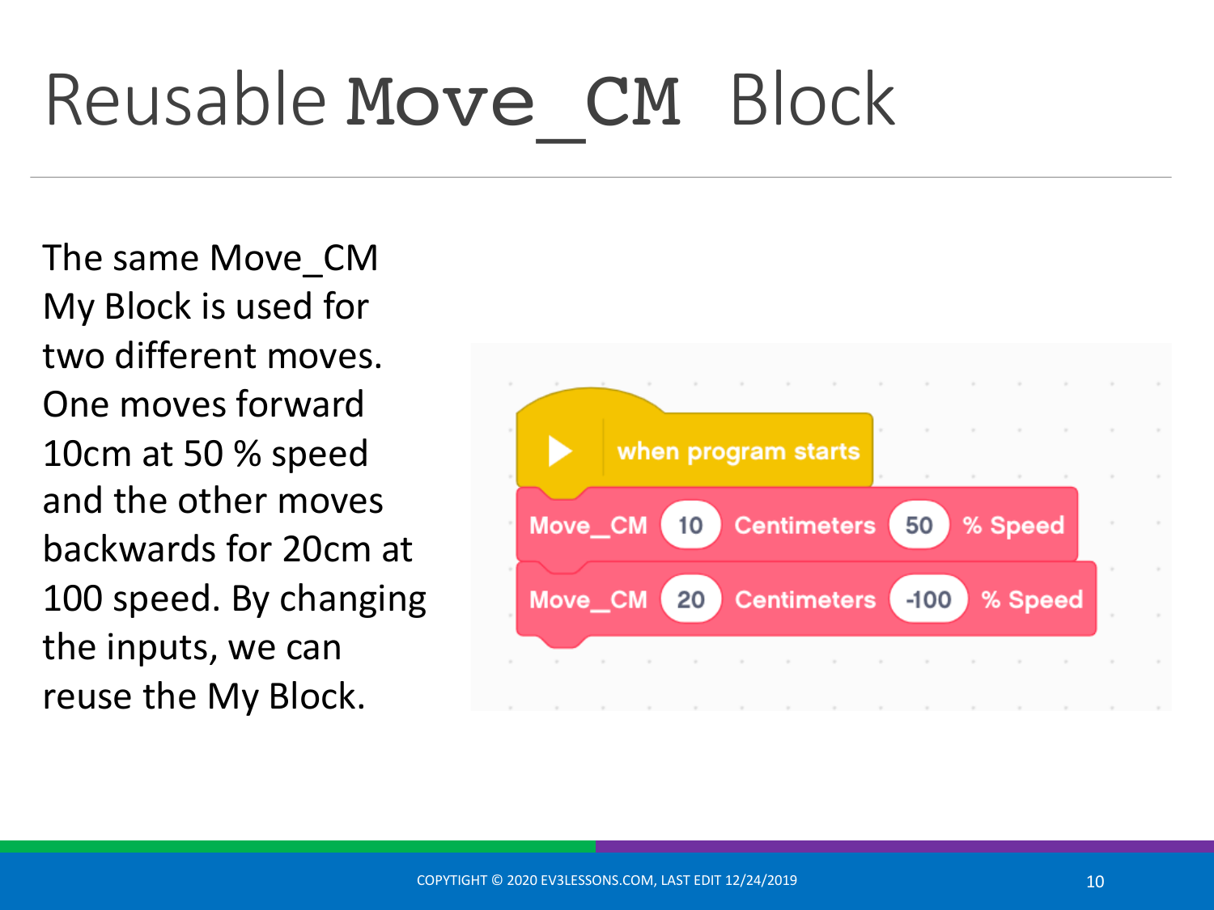# Reusable Move_CM Block

The same Move_CM My Block is used for two different moves. One moves forward 10cm at 50 % speed and the other moves backwards for 20cm at 100 speed. By changing the inputs, we can reuse the My Block.

```
when program starts
Move_CM 10 Centimeters 50 % Speed
Move_CM 20 Centimeters -100 % Speed
```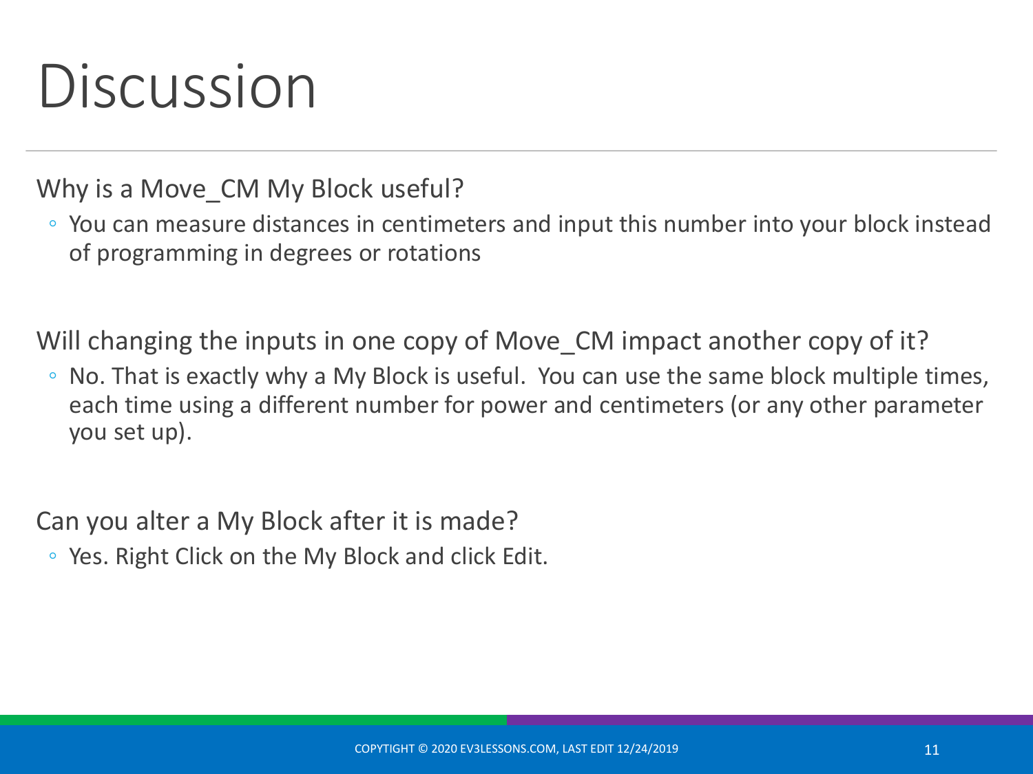# Discussion

Why is a Move_CM My Block useful?

- You can measure distances in centimeters and input this number into your block instead of programming in degrees or rotations

Will changing the inputs in one copy of Move_CM impact another copy of it?

- No. That is exactly why a My Block is useful.  You can use the same block multiple times, each time using a different number for power and centimeters (or any other parameter you set up).

Can you alter a My Block after it is made?

- Yes. Right Click on the My Block and click Edit.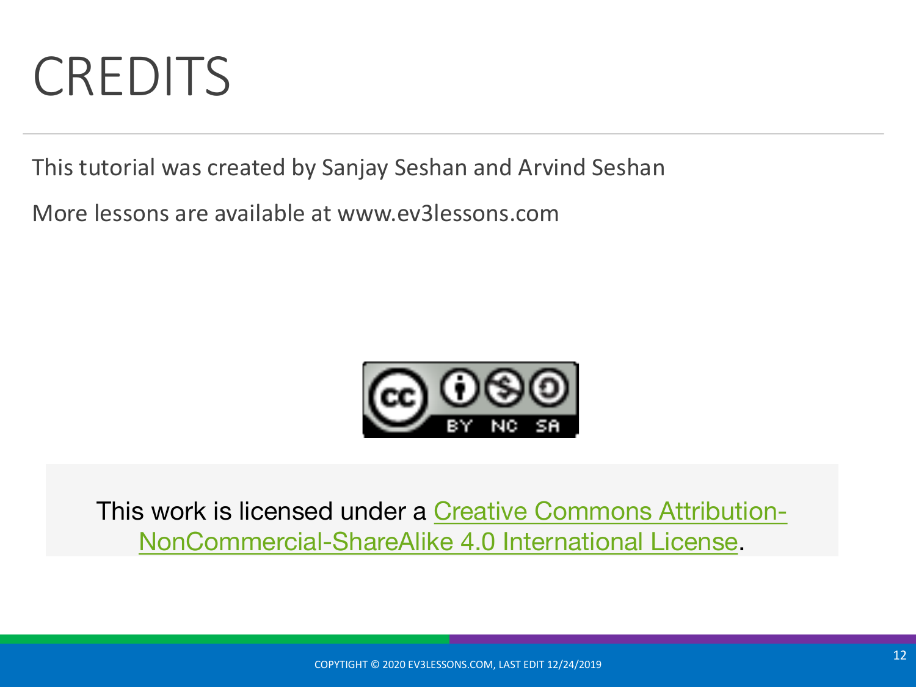# CREDITS

This tutorial was created by Sanjay Seshan and Arvind Seshan

More lessons are available at www.ev3lessons.com

This work is licensed under a Creative Commons Attribution-NonCommercial-ShareAlike 4.0 International License.